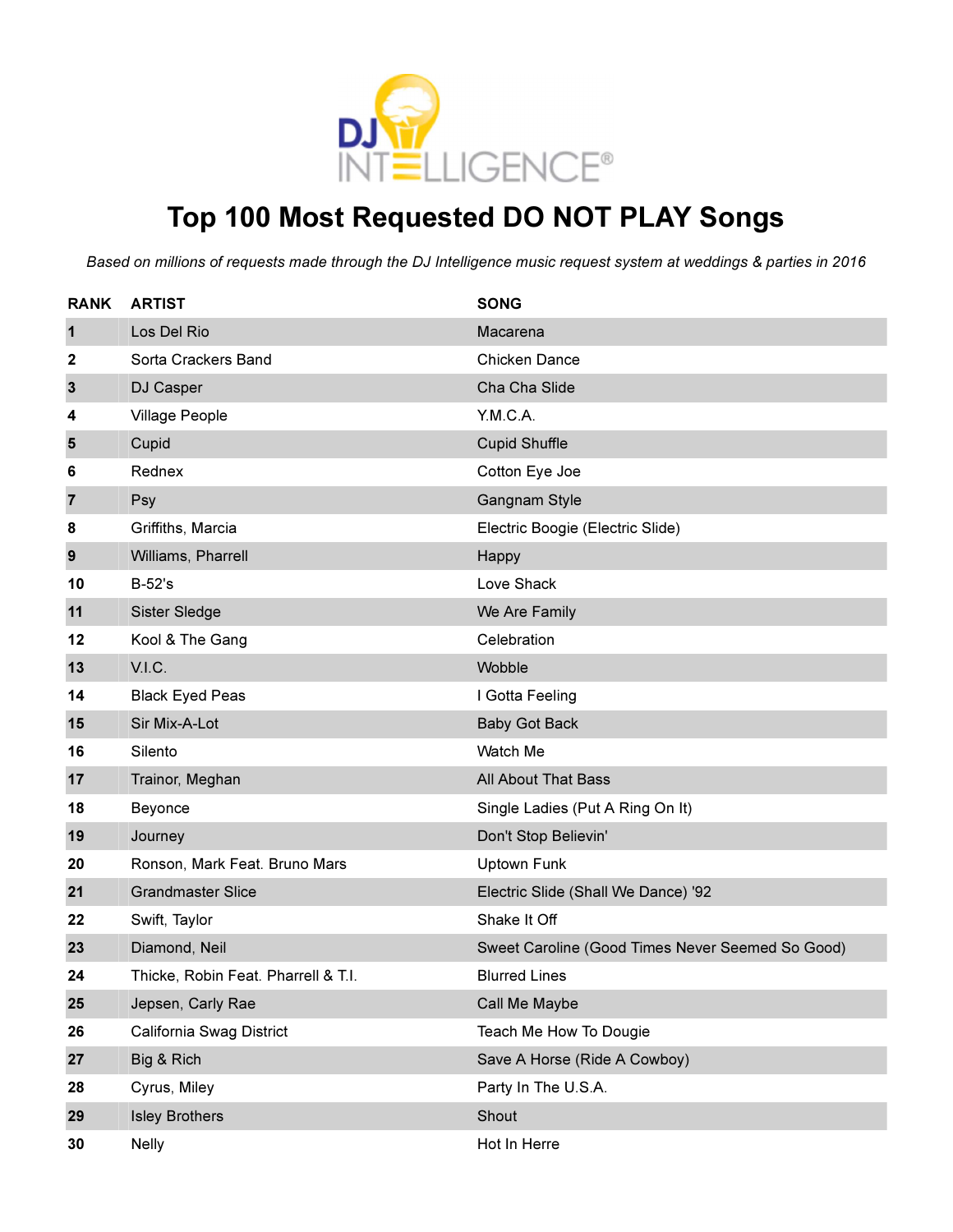# Top 100 Most Requested DO NOT PLAY Songs

*Based on millions of requests made through the DJ Intelligence music request system at weddings & parties in 2016*

| RANK | ARTIST | SONG |
|---|---|---|
| 1 | Los Del Rio | Macarena |
| 2 | Sorta Crackers Band | Chicken Dance |
| 3 | DJ Casper | Cha Cha Slide |
| 4 | Village People | Y.M.C.A. |
| 5 | Cupid | Cupid Shuffle |
| 6 | Rednex | Cotton Eye Joe |
| 7 | Psy | Gangnam Style |
| 8 | Griffiths, Marcia | Electric Boogie (Electric Slide) |
| 9 | Williams, Pharrell | Happy |
| 10 | B-52's | Love Shack |
| 11 | Sister Sledge | We Are Family |
| 12 | Kool & The Gang | Celebration |
| 13 | V.I.C. | Wobble |
| 14 | Black Eyed Peas | I Gotta Feeling |
| 15 | Sir Mix-A-Lot | Baby Got Back |
| 16 | Silento | Watch Me |
| 17 | Trainor, Meghan | All About That Bass |
| 18 | Beyonce | Single Ladies (Put A Ring On It) |
| 19 | Journey | Don't Stop Believin' |
| 20 | Ronson, Mark Feat. Bruno Mars | Uptown Funk |
| 21 | Grandmaster Slice | Electric Slide (Shall We Dance) '92 |
| 22 | Swift, Taylor | Shake It Off |
| 23 | Diamond, Neil | Sweet Caroline (Good Times Never Seemed So Good) |
| 24 | Thicke, Robin Feat. Pharrell & T.I. | Blurred Lines |
| 25 | Jepsen, Carly Rae | Call Me Maybe |
| 26 | California Swag District | Teach Me How To Dougie |
| 27 | Big & Rich | Save A Horse (Ride A Cowboy) |
| 28 | Cyrus, Miley | Party In The U.S.A. |
| 29 | Isley Brothers | Shout |
| 30 | Nelly | Hot In Herre |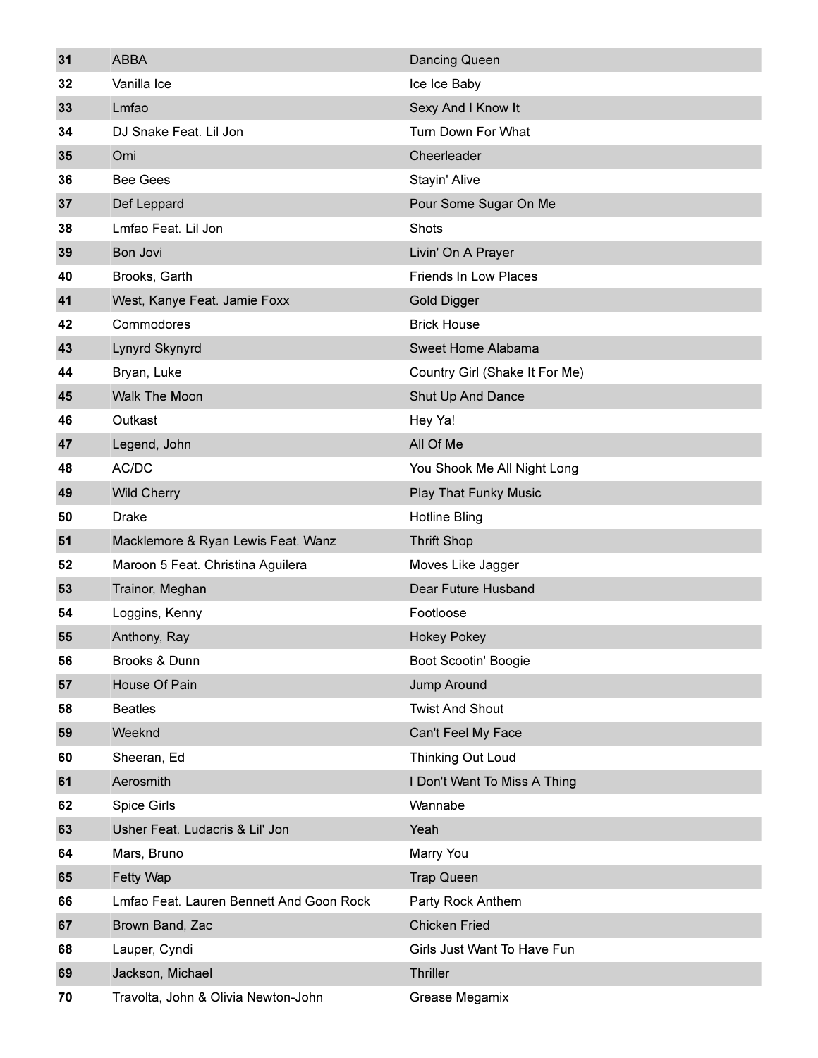| | | |
|---|---|---|
| **31** | ABBA | Dancing Queen |
| **32** | Vanilla Ice | Ice Ice Baby |
| **33** | Lmfao | Sexy And I Know It |
| **34** | DJ Snake Feat. Lil Jon | Turn Down For What |
| **35** | Omi | Cheerleader |
| **36** | Bee Gees | Stayin' Alive |
| **37** | Def Leppard | Pour Some Sugar On Me |
| **38** | Lmfao Feat. Lil Jon | Shots |
| **39** | Bon Jovi | Livin' On A Prayer |
| **40** | Brooks, Garth | Friends In Low Places |
| **41** | West, Kanye Feat. Jamie Foxx | Gold Digger |
| **42** | Commodores | Brick House |
| **43** | Lynyrd Skynyrd | Sweet Home Alabama |
| **44** | Bryan, Luke | Country Girl (Shake It For Me) |
| **45** | Walk The Moon | Shut Up And Dance |
| **46** | Outkast | Hey Ya! |
| **47** | Legend, John | All Of Me |
| **48** | AC/DC | You Shook Me All Night Long |
| **49** | Wild Cherry | Play That Funky Music |
| **50** | Drake | Hotline Bling |
| **51** | Macklemore & Ryan Lewis Feat. Wanz | Thrift Shop |
| **52** | Maroon 5 Feat. Christina Aguilera | Moves Like Jagger |
| **53** | Trainor, Meghan | Dear Future Husband |
| **54** | Loggins, Kenny | Footloose |
| **55** | Anthony, Ray | Hokey Pokey |
| **56** | Brooks & Dunn | Boot Scootin' Boogie |
| **57** | House Of Pain | Jump Around |
| **58** | Beatles | Twist And Shout |
| **59** | Weeknd | Can't Feel My Face |
| **60** | Sheeran, Ed | Thinking Out Loud |
| **61** | Aerosmith | I Don't Want To Miss A Thing |
| **62** | Spice Girls | Wannabe |
| **63** | Usher Feat. Ludacris & Lil' Jon | Yeah |
| **64** | Mars, Bruno | Marry You |
| **65** | Fetty Wap | Trap Queen |
| **66** | Lmfao Feat. Lauren Bennett And Goon Rock | Party Rock Anthem |
| **67** | Brown Band, Zac | Chicken Fried |
| **68** | Lauper, Cyndi | Girls Just Want To Have Fun |
| **69** | Jackson, Michael | Thriller |
| **70** | Travolta, John & Olivia Newton-John | Grease Megamix |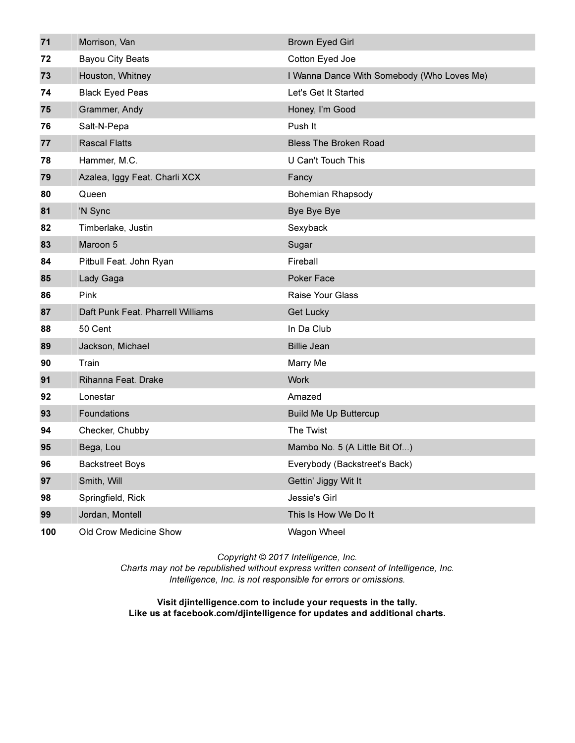| | | |
|---|---|---|
| **71** | Morrison, Van | Brown Eyed Girl |
| **72** | Bayou City Beats | Cotton Eyed Joe |
| **73** | Houston, Whitney | I Wanna Dance With Somebody (Who Loves Me) |
| **74** | Black Eyed Peas | Let's Get It Started |
| **75** | Grammer, Andy | Honey, I'm Good |
| **76** | Salt-N-Pepa | Push It |
| **77** | Rascal Flatts | Bless The Broken Road |
| **78** | Hammer, M.C. | U Can't Touch This |
| **79** | Azalea, Iggy Feat. Charli XCX | Fancy |
| **80** | Queen | Bohemian Rhapsody |
| **81** | 'N Sync | Bye Bye Bye |
| **82** | Timberlake, Justin | Sexyback |
| **83** | Maroon 5 | Sugar |
| **84** | Pitbull Feat. John Ryan | Fireball |
| **85** | Lady Gaga | Poker Face |
| **86** | Pink | Raise Your Glass |
| **87** | Daft Punk Feat. Pharrell Williams | Get Lucky |
| **88** | 50 Cent | In Da Club |
| **89** | Jackson, Michael | Billie Jean |
| **90** | Train | Marry Me |
| **91** | Rihanna Feat. Drake | Work |
| **92** | Lonestar | Amazed |
| **93** | Foundations | Build Me Up Buttercup |
| **94** | Checker, Chubby | The Twist |
| **95** | Bega, Lou | Mambo No. 5 (A Little Bit Of...) |
| **96** | Backstreet Boys | Everybody (Backstreet's Back) |
| **97** | Smith, Will | Gettin' Jiggy Wit It |
| **98** | Springfield, Rick | Jessie's Girl |
| **99** | Jordan, Montell | This Is How We Do It |
| **100** | Old Crow Medicine Show | Wagon Wheel |

*Copyright © 2017 Intelligence, Inc.*
*Charts may not be republished without express written consent of Intelligence, Inc.*
*Intelligence, Inc. is not responsible for errors or omissions.*

**Visit djintelligence.com to include your requests in the tally.**
**Like us at facebook.com/djintelligence for updates and additional charts.**